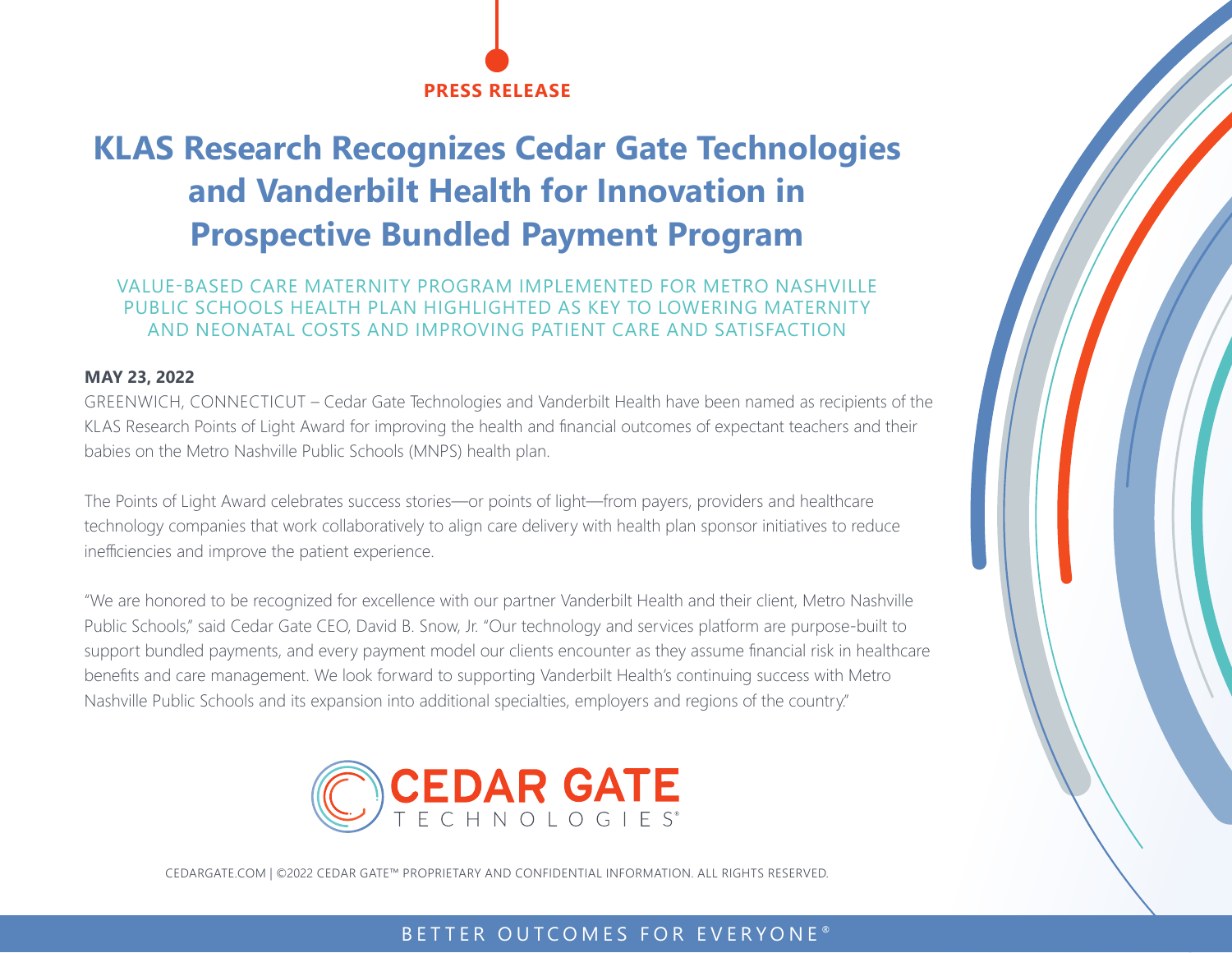PRESS RELEASE

# KLAS Research Recognizes Cedar Gate Technologies and Vanderbilt Health for Innovation in Prospective Bundled Payment Program

VALUE-BASED CARE MATERNITY PROGRAM IMPLEMENTED FOR METRO NASHVILLE PUBLIC SCHOOLS HEALTH PLAN HIGHLIGHTED AS KEY TO LOWERING MATERNITY AND NEONATAL COSTS AND IMPROVING PATIENT CARE AND SATISFACTION

**MAY 23, 2022**

GREENWICH, CONNECTICUT – Cedar Gate Technologies and Vanderbilt Health have been named as recipients of the KLAS Research Points of Light Award for improving the health and financial outcomes of expectant teachers and their babies on the Metro Nashville Public Schools (MNPS) health plan.

The Points of Light Award celebrates success stories—or points of light—from payers, providers and healthcare technology companies that work collaboratively to align care delivery with health plan sponsor initiatives to reduce inefficiencies and improve the patient experience.

"We are honored to be recognized for excellence with our partner Vanderbilt Health and their client, Metro Nashville Public Schools," said Cedar Gate CEO, David B. Snow, Jr. "Our technology and services platform are purpose-built to support bundled payments, and every payment model our clients encounter as they assume financial risk in healthcare benefits and care management. We look forward to supporting Vanderbilt Health's continuing success with Metro Nashville Public Schools and its expansion into additional specialties, employers and regions of the country."

CEDAR GATE TECHNOLOGIES®

CEDARGATE.COM | ©2022 CEDAR GATE™ PROPRIETARY AND CONFIDENTIAL INFORMATION. ALL RIGHTS RESERVED.

BETTER OUTCOMES FOR EVERYONE®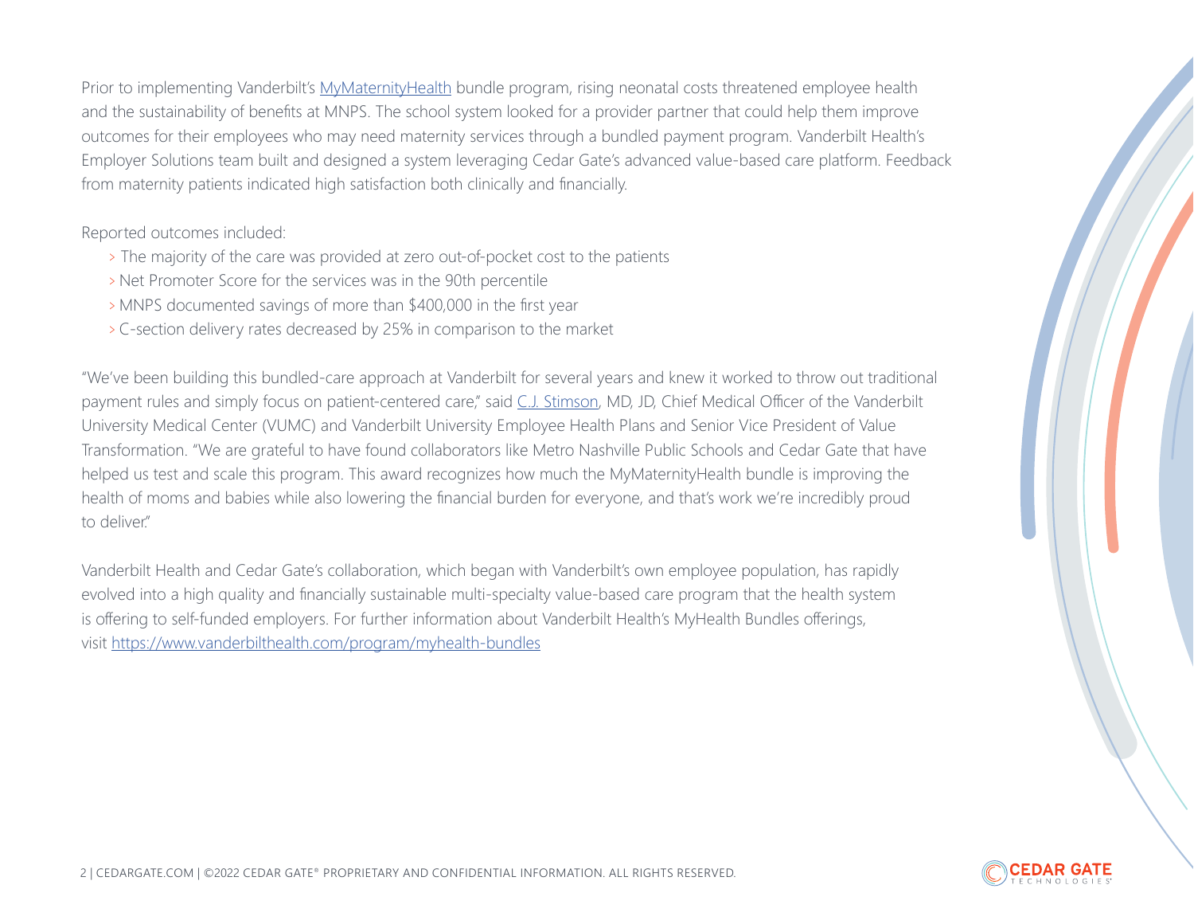Prior to implementing Vanderbilt's [MyMaternityHealth](#) bundle program, rising neonatal costs threatened employee health and the sustainability of benefits at MNPS. The school system looked for a provider partner that could help them improve outcomes for their employees who may need maternity services through a bundled payment program. Vanderbilt Health's Employer Solutions team built and designed a system leveraging Cedar Gate's advanced value-based care platform. Feedback from maternity patients indicated high satisfaction both clinically and financially.

Reported outcomes included:

- The majority of the care was provided at zero out-of-pocket cost to the patients
- Net Promoter Score for the services was in the 90th percentile
- MNPS documented savings of more than $400,000 in the first year
- C-section delivery rates decreased by 25% in comparison to the market

"We've been building this bundled-care approach at Vanderbilt for several years and knew it worked to throw out traditional payment rules and simply focus on patient-centered care," said [C.J. Stimson](#), MD, JD, Chief Medical Officer of the Vanderbilt University Medical Center (VUMC) and Vanderbilt University Employee Health Plans and Senior Vice President of Value Transformation. "We are grateful to have found collaborators like Metro Nashville Public Schools and Cedar Gate that have helped us test and scale this program. This award recognizes how much the MyMaternityHealth bundle is improving the health of moms and babies while also lowering the financial burden for everyone, and that's work we're incredibly proud to deliver."

Vanderbilt Health and Cedar Gate's collaboration, which began with Vanderbilt's own employee population, has rapidly evolved into a high quality and financially sustainable multi-specialty value-based care program that the health system is offering to self-funded employers. For further information about Vanderbilt Health's MyHealth Bundles offerings, visit [https://www.vanderbilthealth.com/program/myhealth-bundles](https://www.vanderbilthealth.com/program/myhealth-bundles)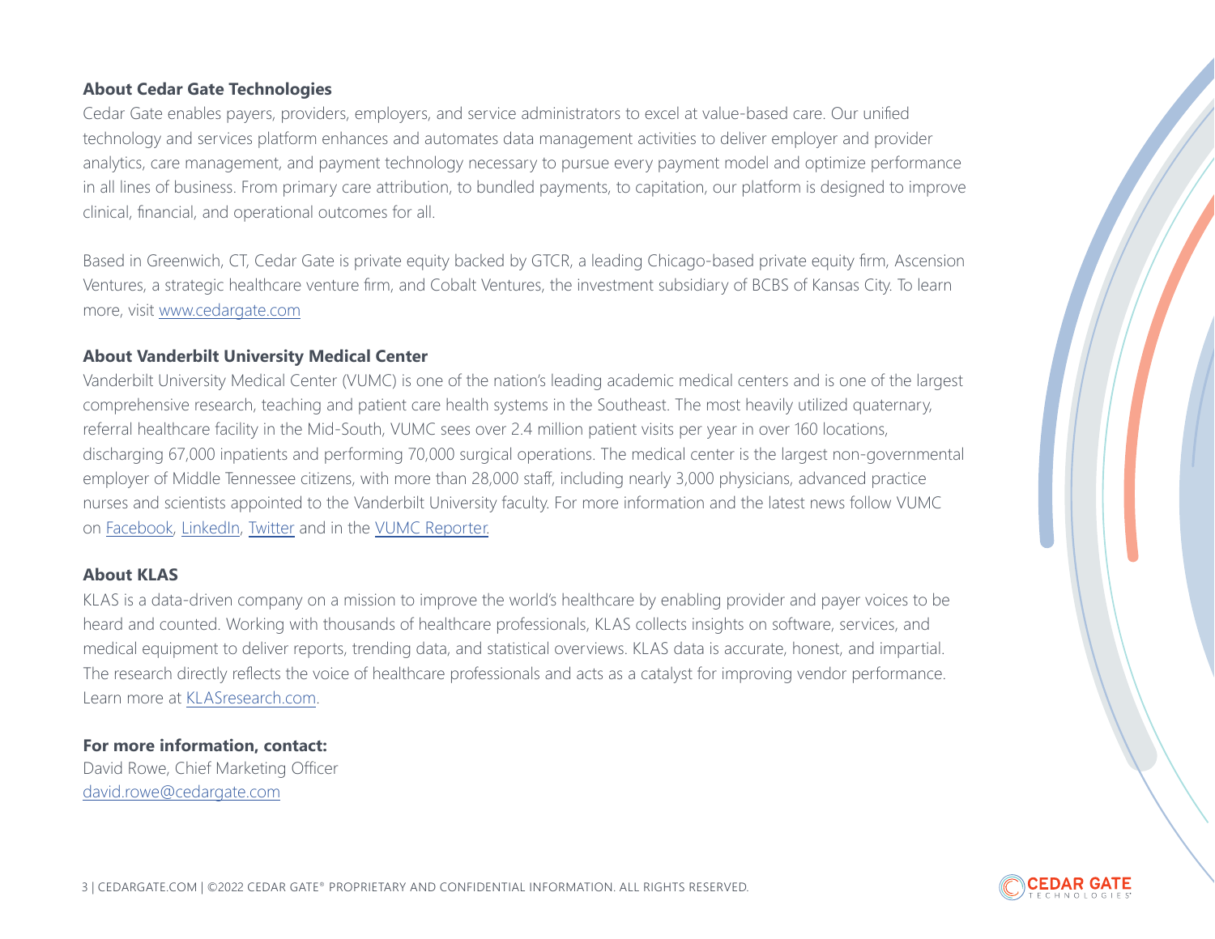**About Cedar Gate Technologies**

Cedar Gate enables payers, providers, employers, and service administrators to excel at value-based care. Our unified technology and services platform enhances and automates data management activities to deliver employer and provider analytics, care management, and payment technology necessary to pursue every payment model and optimize performance in all lines of business. From primary care attribution, to bundled payments, to capitation, our platform is designed to improve clinical, financial, and operational outcomes for all.

Based in Greenwich, CT, Cedar Gate is private equity backed by GTCR, a leading Chicago-based private equity firm, Ascension Ventures, a strategic healthcare venture firm, and Cobalt Ventures, the investment subsidiary of BCBS of Kansas City. To learn more, visit www.cedargate.com

**About Vanderbilt University Medical Center**

Vanderbilt University Medical Center (VUMC) is one of the nation's leading academic medical centers and is one of the largest comprehensive research, teaching and patient care health systems in the Southeast. The most heavily utilized quaternary, referral healthcare facility in the Mid-South, VUMC sees over 2.4 million patient visits per year in over 160 locations, discharging 67,000 inpatients and performing 70,000 surgical operations. The medical center is the largest non-governmental employer of Middle Tennessee citizens, with more than 28,000 staff, including nearly 3,000 physicians, advanced practice nurses and scientists appointed to the Vanderbilt University faculty. For more information and the latest news follow VUMC on Facebook, LinkedIn, Twitter and in the VUMC Reporter.

**About KLAS**

KLAS is a data-driven company on a mission to improve the world's healthcare by enabling provider and payer voices to be heard and counted. Working with thousands of healthcare professionals, KLAS collects insights on software, services, and medical equipment to deliver reports, trending data, and statistical overviews. KLAS data is accurate, honest, and impartial. The research directly reflects the voice of healthcare professionals and acts as a catalyst for improving vendor performance. Learn more at KLASresearch.com.

**For more information, contact:**
David Rowe, Chief Marketing Officer
david.rowe@cedargate.com